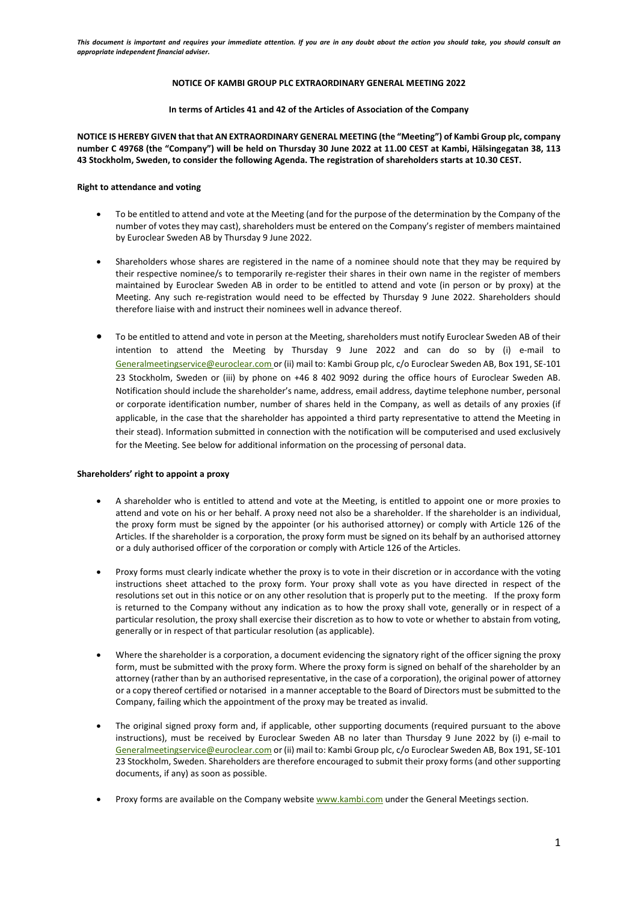*This document is important and requires your immediate attention. If you are in any doubt about the action you should take, you should consult an appropriate independent financial adviser.*

**NOTICE OF KAMBI GROUP PLC EXTRAORDINARY GENERAL MEETING 2022**

**In terms of Articles 41 and 42 of the Articles of Association of the Company**

**NOTICE IS HEREBY GIVEN that that AN EXTRAORDINARY GENERAL MEETING (the "Meeting") of Kambi Group plc, company number C 49768 (the "Company") will be held on Thursday 30 June 2022 at 11.00 CEST at Kambi, Hälsingegatan 38, 113 43 Stockholm, Sweden, to consider the following Agenda. The registration of shareholders starts at 10.30 CEST.**

**Right to attendance and voting**

- To be entitled to attend and vote at the Meeting (and for the purpose of the determination by the Company of the number of votes they may cast), shareholders must be entered on the Company's register of members maintained by Euroclear Sweden AB by Thursday 9 June 2022.
- Shareholders whose shares are registered in the name of a nominee should note that they may be required by their respective nominee/s to temporarily re-register their shares in their own name in the register of members maintained by Euroclear Sweden AB in order to be entitled to attend and vote (in person or by proxy) at the Meeting. Any such re-registration would need to be effected by Thursday 9 June 2022. Shareholders should therefore liaise with and instruct their nominees well in advance thereof.
- To be entitled to attend and vote in person at the Meeting, shareholders must notify Euroclear Sweden AB of their intention to attend the Meeting by Thursday 9 June 2022 and can do so by (i) e-mail to Generalmeetingservice@euroclear.com or (ii) mail to: Kambi Group plc, c/o Euroclear Sweden AB, Box 191, SE-101 23 Stockholm, Sweden or (iii) by phone on +46 8 402 9092 during the office hours of Euroclear Sweden AB. Notification should include the shareholder's name, address, email address, daytime telephone number, personal or corporate identification number, number of shares held in the Company, as well as details of any proxies (if applicable, in the case that the shareholder has appointed a third party representative to attend the Meeting in their stead). Information submitted in connection with the notification will be computerised and used exclusively for the Meeting. See below for additional information on the processing of personal data.

**Shareholders' right to appoint a proxy**

- A shareholder who is entitled to attend and vote at the Meeting, is entitled to appoint one or more proxies to attend and vote on his or her behalf. A proxy need not also be a shareholder. If the shareholder is an individual, the proxy form must be signed by the appointer (or his authorised attorney) or comply with Article 126 of the Articles. If the shareholder is a corporation, the proxy form must be signed on its behalf by an authorised attorney or a duly authorised officer of the corporation or comply with Article 126 of the Articles.
- Proxy forms must clearly indicate whether the proxy is to vote in their discretion or in accordance with the voting instructions sheet attached to the proxy form. Your proxy shall vote as you have directed in respect of the resolutions set out in this notice or on any other resolution that is properly put to the meeting. If the proxy form is returned to the Company without any indication as to how the proxy shall vote, generally or in respect of a particular resolution, the proxy shall exercise their discretion as to how to vote or whether to abstain from voting, generally or in respect of that particular resolution (as applicable).
- Where the shareholder is a corporation, a document evidencing the signatory right of the officer signing the proxy form, must be submitted with the proxy form. Where the proxy form is signed on behalf of the shareholder by an attorney (rather than by an authorised representative, in the case of a corporation), the original power of attorney or a copy thereof certified or notarised in a manner acceptable to the Board of Directors must be submitted to the Company, failing which the appointment of the proxy may be treated as invalid.
- The original signed proxy form and, if applicable, other supporting documents (required pursuant to the above instructions), must be received by Euroclear Sweden AB no later than Thursday 9 June 2022 by (i) e-mail to Generalmeetingservice@euroclear.com or (ii) mail to: Kambi Group plc, c/o Euroclear Sweden AB, Box 191, SE-101 23 Stockholm, Sweden. Shareholders are therefore encouraged to submit their proxy forms (and other supporting documents, if any) as soon as possible.
- Proxy forms are available on the Company website www.kambi.com under the General Meetings section.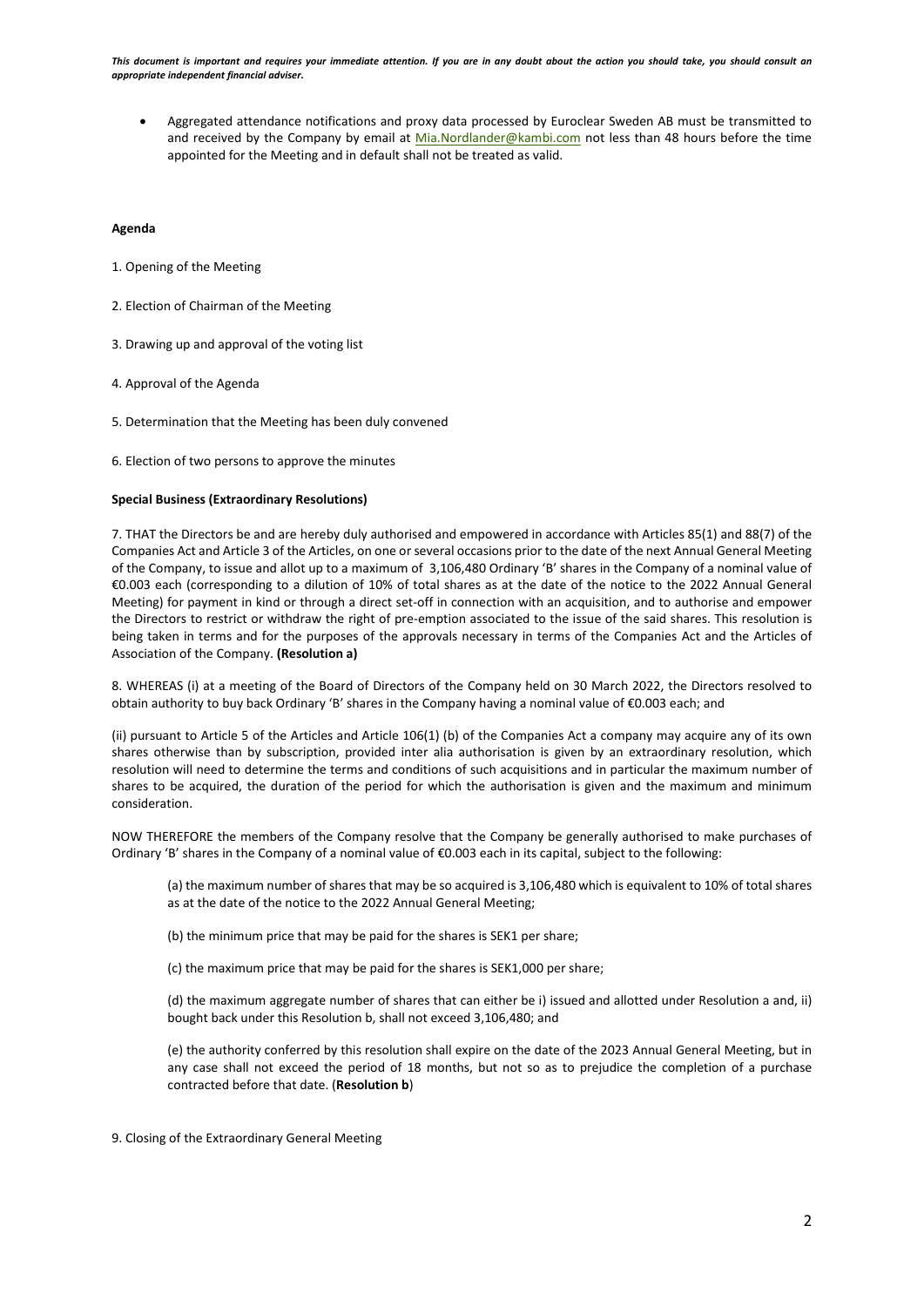*This document is important and requires your immediate attention. If you are in any doubt about the action you should take, you should consult an appropriate independent financial adviser.*

- Aggregated attendance notifications and proxy data processed by Euroclear Sweden AB must be transmitted to and received by the Company by email at Mia.Nordlander@kambi.com not less than 48 hours before the time appointed for the Meeting and in default shall not be treated as valid.

**Agenda**

1. Opening of the Meeting

2. Election of Chairman of the Meeting

3. Drawing up and approval of the voting list

4. Approval of the Agenda

5. Determination that the Meeting has been duly convened

6. Election of two persons to approve the minutes

**Special Business (Extraordinary Resolutions)**

7. THAT the Directors be and are hereby duly authorised and empowered in accordance with Articles 85(1) and 88(7) of the Companies Act and Article 3 of the Articles, on one or several occasions prior to the date of the next Annual General Meeting of the Company, to issue and allot up to a maximum of 3,106,480 Ordinary 'B' shares in the Company of a nominal value of €0.003 each (corresponding to a dilution of 10% of total shares as at the date of the notice to the 2022 Annual General Meeting) for payment in kind or through a direct set-off in connection with an acquisition, and to authorise and empower the Directors to restrict or withdraw the right of pre-emption associated to the issue of the said shares. This resolution is being taken in terms and for the purposes of the approvals necessary in terms of the Companies Act and the Articles of Association of the Company. **(Resolution a)**

8. WHEREAS (i) at a meeting of the Board of Directors of the Company held on 30 March 2022, the Directors resolved to obtain authority to buy back Ordinary 'B' shares in the Company having a nominal value of €0.003 each; and

(ii) pursuant to Article 5 of the Articles and Article 106(1) (b) of the Companies Act a company may acquire any of its own shares otherwise than by subscription, provided inter alia authorisation is given by an extraordinary resolution, which resolution will need to determine the terms and conditions of such acquisitions and in particular the maximum number of shares to be acquired, the duration of the period for which the authorisation is given and the maximum and minimum consideration.

NOW THEREFORE the members of the Company resolve that the Company be generally authorised to make purchases of Ordinary 'B' shares in the Company of a nominal value of €0.003 each in its capital, subject to the following:

> (a) the maximum number of shares that may be so acquired is 3,106,480 which is equivalent to 10% of total shares as at the date of the notice to the 2022 Annual General Meeting;
>
> (b) the minimum price that may be paid for the shares is SEK1 per share;
>
> (c) the maximum price that may be paid for the shares is SEK1,000 per share;
>
> (d) the maximum aggregate number of shares that can either be i) issued and allotted under Resolution a and, ii) bought back under this Resolution b, shall not exceed 3,106,480; and
>
> (e) the authority conferred by this resolution shall expire on the date of the 2023 Annual General Meeting, but in any case shall not exceed the period of 18 months, but not so as to prejudice the completion of a purchase contracted before that date. (**Resolution b**)

9. Closing of the Extraordinary General Meeting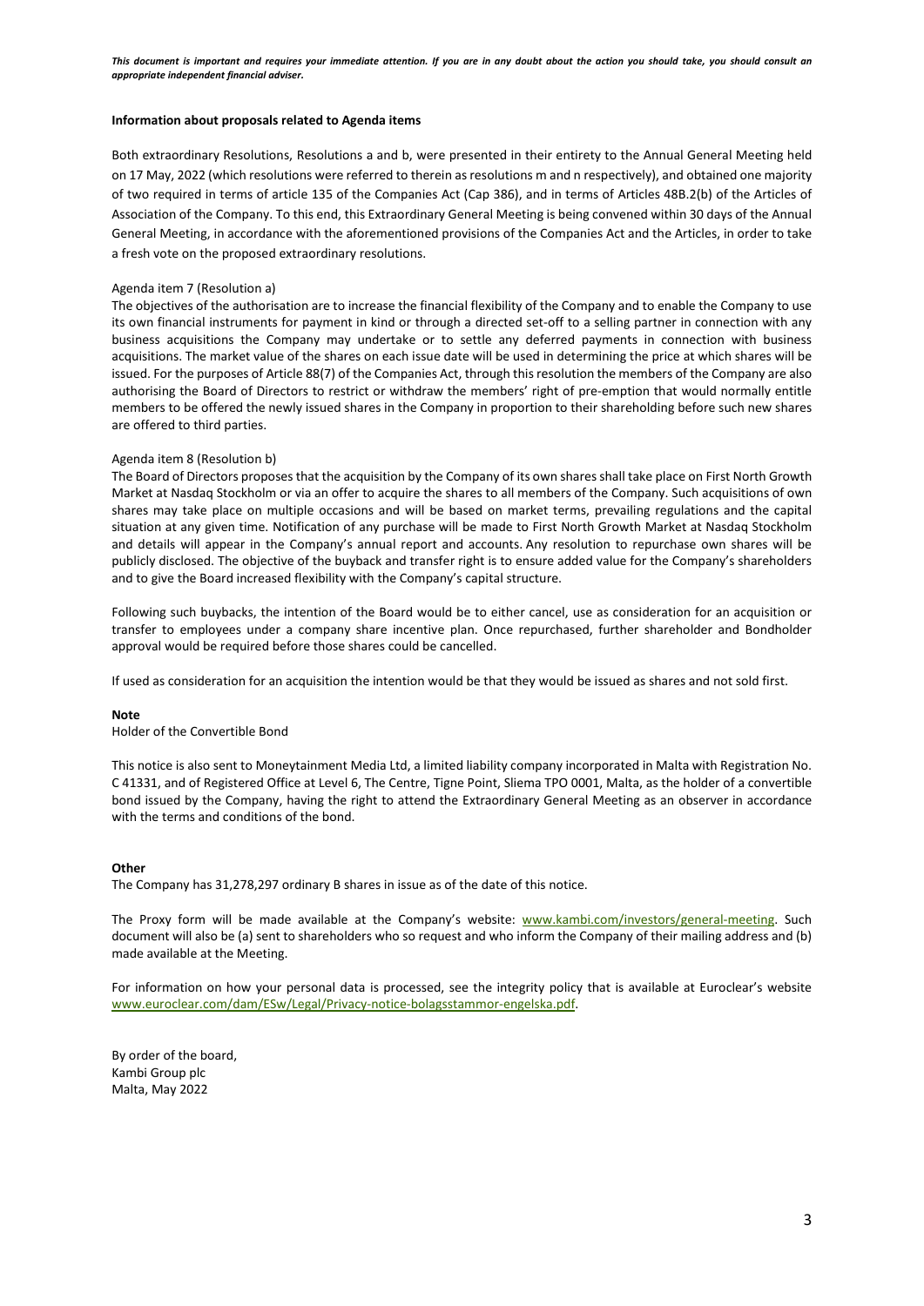*This document is important and requires your immediate attention. If you are in any doubt about the action you should take, you should consult an appropriate independent financial adviser.*

**Information about proposals related to Agenda items**

Both extraordinary Resolutions, Resolutions a and b, were presented in their entirety to the Annual General Meeting held on 17 May, 2022 (which resolutions were referred to therein as resolutions m and n respectively), and obtained one majority of two required in terms of article 135 of the Companies Act (Cap 386), and in terms of Articles 48B.2(b) of the Articles of Association of the Company. To this end, this Extraordinary General Meeting is being convened within 30 days of the Annual General Meeting, in accordance with the aforementioned provisions of the Companies Act and the Articles, in order to take a fresh vote on the proposed extraordinary resolutions.

Agenda item 7 (Resolution a)
The objectives of the authorisation are to increase the financial flexibility of the Company and to enable the Company to use its own financial instruments for payment in kind or through a directed set-off to a selling partner in connection with any business acquisitions the Company may undertake or to settle any deferred payments in connection with business acquisitions. The market value of the shares on each issue date will be used in determining the price at which shares will be issued. For the purposes of Article 88(7) of the Companies Act, through this resolution the members of the Company are also authorising the Board of Directors to restrict or withdraw the members' right of pre-emption that would normally entitle members to be offered the newly issued shares in the Company in proportion to their shareholding before such new shares are offered to third parties.

Agenda item 8 (Resolution b)
The Board of Directors proposes that the acquisition by the Company of its own shares shall take place on First North Growth Market at Nasdaq Stockholm or via an offer to acquire the shares to all members of the Company. Such acquisitions of own shares may take place on multiple occasions and will be based on market terms, prevailing regulations and the capital situation at any given time. Notification of any purchase will be made to First North Growth Market at Nasdaq Stockholm and details will appear in the Company's annual report and accounts. Any resolution to repurchase own shares will be publicly disclosed. The objective of the buyback and transfer right is to ensure added value for the Company's shareholders and to give the Board increased flexibility with the Company's capital structure.

Following such buybacks, the intention of the Board would be to either cancel, use as consideration for an acquisition or transfer to employees under a company share incentive plan. Once repurchased, further shareholder and Bondholder approval would be required before those shares could be cancelled.

If used as consideration for an acquisition the intention would be that they would be issued as shares and not sold first.

**Note**

Holder of the Convertible Bond

This notice is also sent to Moneytainment Media Ltd, a limited liability company incorporated in Malta with Registration No. C 41331, and of Registered Office at Level 6, The Centre, Tigne Point, Sliema TPO 0001, Malta, as the holder of a convertible bond issued by the Company, having the right to attend the Extraordinary General Meeting as an observer in accordance with the terms and conditions of the bond.

**Other**

The Company has 31,278,297 ordinary B shares in issue as of the date of this notice.

The Proxy form will be made available at the Company's website: www.kambi.com/investors/general-meeting. Such document will also be (a) sent to shareholders who so request and who inform the Company of their mailing address and (b) made available at the Meeting.

For information on how your personal data is processed, see the integrity policy that is available at Euroclear's website www.euroclear.com/dam/ESw/Legal/Privacy-notice-bolagsstammor-engelska.pdf.

By order of the board,
Kambi Group plc
Malta, May 2022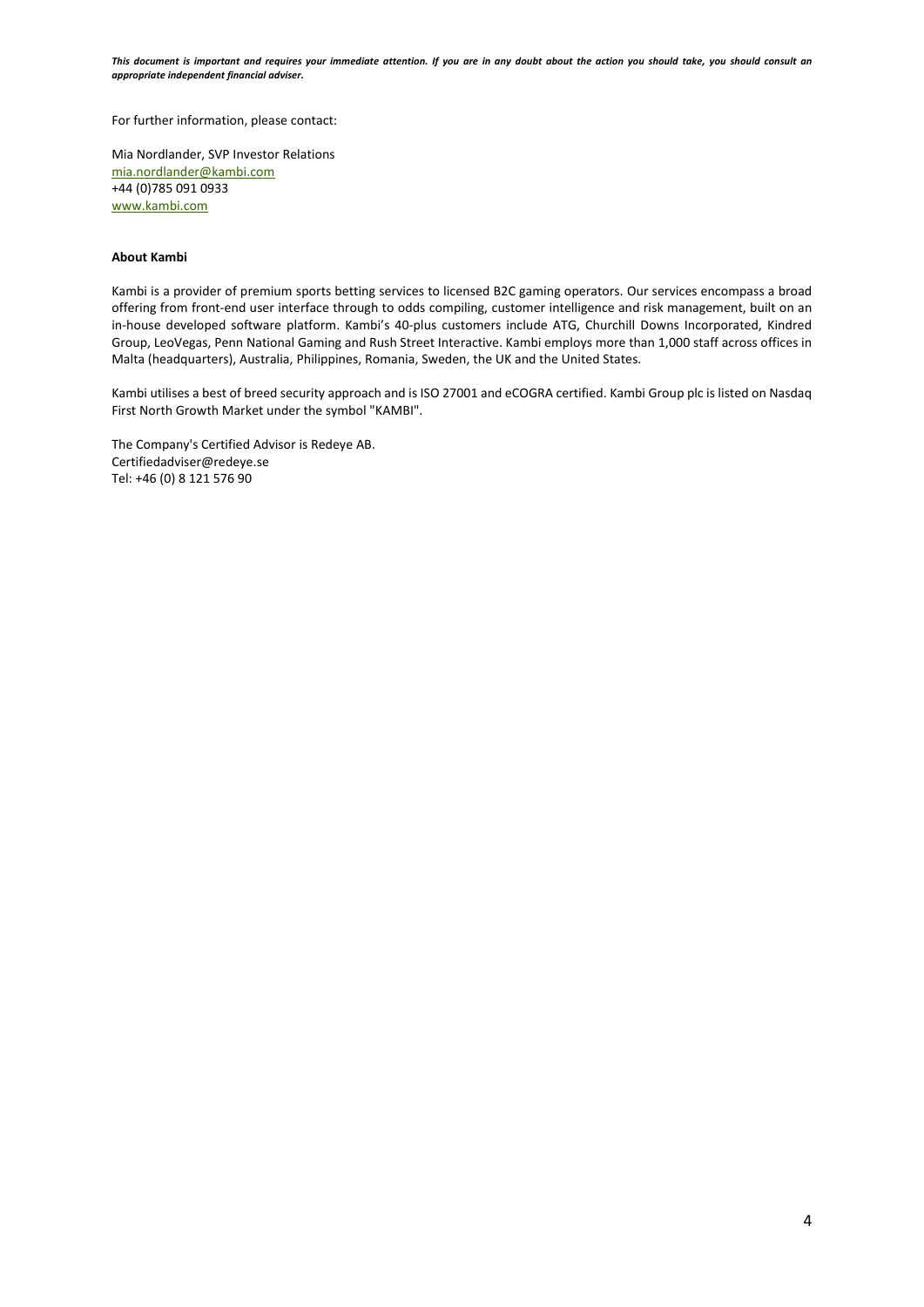***This document is important and requires your immediate attention. If you are in any doubt about the action you should take, you should consult an appropriate independent financial adviser.***

For further information, please contact:

Mia Nordlander, SVP Investor Relations
mia.nordlander@kambi.com
+44 (0)785 091 0933
www.kambi.com

**About Kambi**

Kambi is a provider of premium sports betting services to licensed B2C gaming operators. Our services encompass a broad offering from front-end user interface through to odds compiling, customer intelligence and risk management, built on an in-house developed software platform. Kambi's 40-plus customers include ATG, Churchill Downs Incorporated, Kindred Group, LeoVegas, Penn National Gaming and Rush Street Interactive. Kambi employs more than 1,000 staff across offices in Malta (headquarters), Australia, Philippines, Romania, Sweden, the UK and the United States.

Kambi utilises a best of breed security approach and is ISO 27001 and eCOGRA certified. Kambi Group plc is listed on Nasdaq First North Growth Market under the symbol "KAMBI".

The Company's Certified Advisor is Redeye AB.
Certifiedadviser@redeye.se
Tel: +46 (0) 8 121 576 90